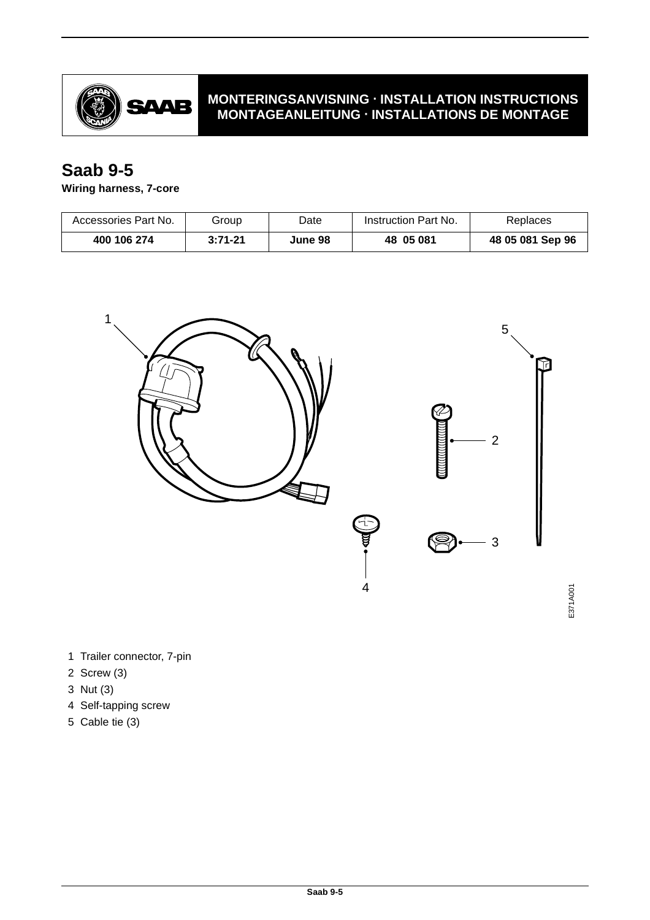MONTERINGSANVISNING · INSTALLATION INSTRUCTIONS
MONTAGEANLEITUNG · INSTALLATIONS DE MONTAGE

# Saab 9-5

**Wiring harness, 7-core**

| Accessories Part No. | Group | Date | Instruction Part No. | Replaces |
|---|---|---|---|---|
| **400 106 274** | **3:71-21** | **June 98** | **48 05 081** | **48 05 081 Sep 96** |

1 Trailer connector, 7-pin
2 Screw (3)
3 Nut (3)
4 Self-tapping screw
5 Cable tie (3)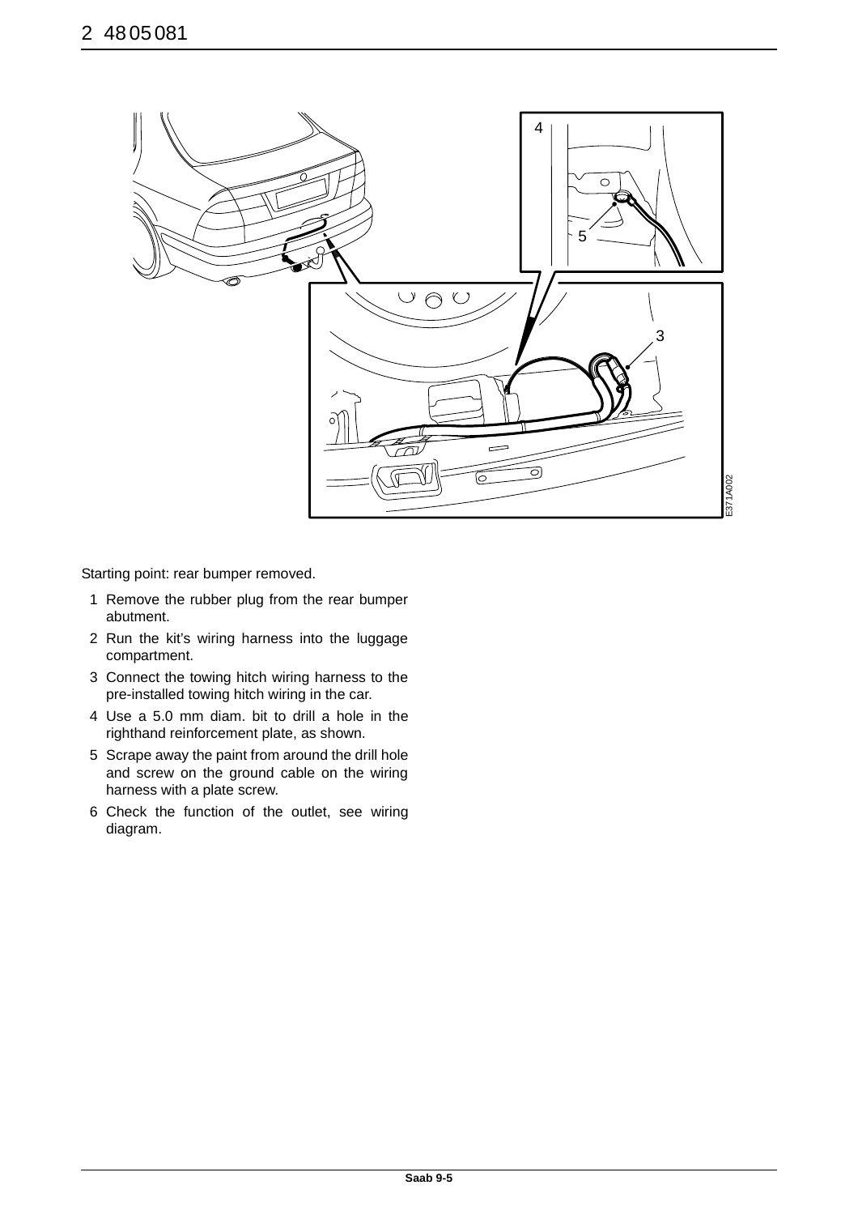Starting point: rear bumper removed.

1. Remove the rubber plug from the rear bumper abutment.
2. Run the kit's wiring harness into the luggage compartment.
3. Connect the towing hitch wiring harness to the pre-installed towing hitch wiring in the car.
4. Use a 5.0 mm diam. bit to drill a hole in the righthand reinforcement plate, as shown.
5. Scrape away the paint from around the drill hole and screw on the ground cable on the wiring harness with a plate screw.
6. Check the function of the outlet, see wiring diagram.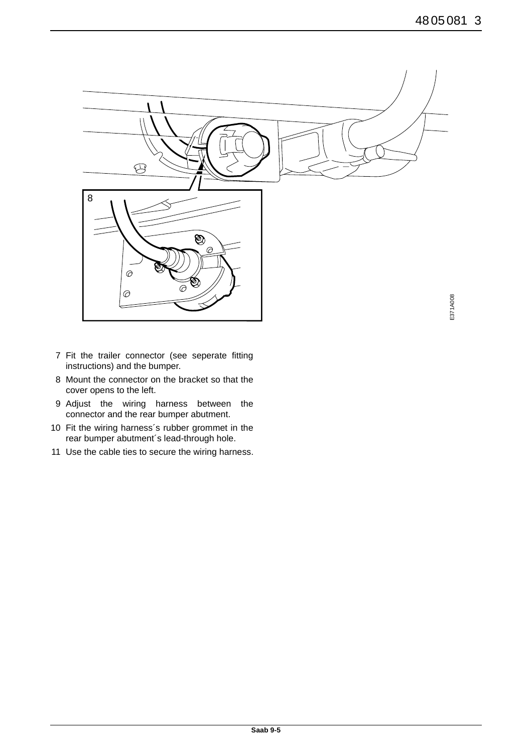7. Fit the trailer connector (see seperate fitting instructions) and the bumper.
8. Mount the connector on the bracket so that the cover opens to the left.
9. Adjust the wiring harness between the connector and the rear bumper abutment.
10. Fit the wiring harness´s rubber grommet in the rear bumper abutment´s lead-through hole.
11. Use the cable ties to secure the wiring harness.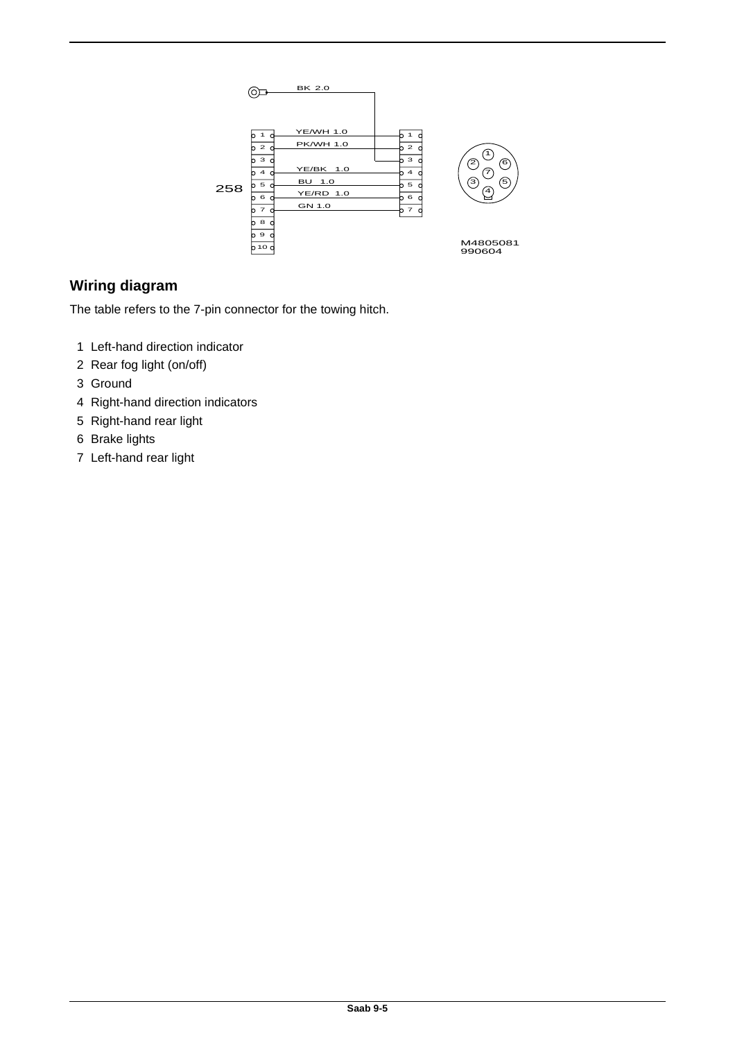BK 2.0

YE/WH 1.0
PK/WH 1.0
YE/BK 1.0
BU 1.0
YE/RD 1.0
GN 1.0

258

M4805081
990604

## Wiring diagram

The table refers to the 7-pin connector for the towing hitch.

1 Left-hand direction indicator
2 Rear fog light (on/off)
3 Ground
4 Right-hand direction indicators
5 Right-hand rear light
6 Brake lights
7 Left-hand rear light